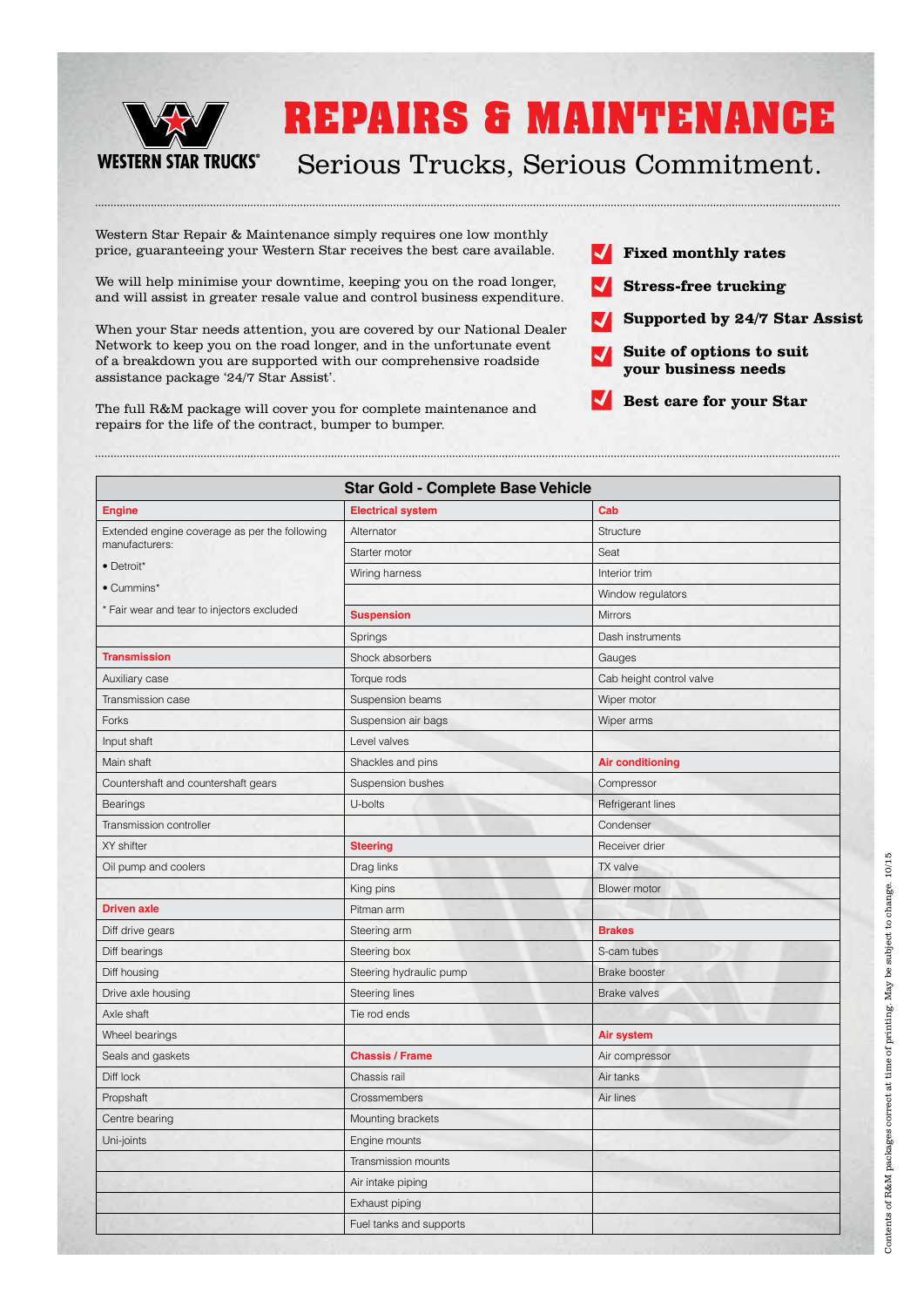WESTERN STAR TRUCKS®

# REPAIRS & MAINTENANCE

## Serious Trucks, Serious Commitment.

Western Star Repair & Maintenance simply requires one low monthly price, guaranteeing your Western Star receives the best care available.

We will help minimise your downtime, keeping you on the road longer, and will assist in greater resale value and control business expenditure.

When your Star needs attention, you are covered by our National Dealer Network to keep you on the road longer, and in the unfortunate event of a breakdown you are supported with our comprehensive roadside assistance package '24/7 Star Assist'.

The full R&M package will cover you for complete maintenance and repairs for the life of the contract, bumper to bumper.

- **Fixed monthly rates**
- **Stress-free trucking**
- **Supported by 24/7 Star Assist**
- **Suite of options to suit your business needs**
- **Best care for your Star**

| Star Gold - Complete Base Vehicle | | |
|---|---|---|
| **Engine** | **Electrical system** | **Cab** |
| Extended engine coverage as per the following manufacturers: • Detroit* • Cummins* * Fair wear and tear to injectors excluded | Alternator | Structure |
| | Starter motor | Seat |
| | Wiring harness | Interior trim |
| | | Window regulators |
| | **Suspension** | Mirrors |
| | Springs | Dash instruments |
| **Transmission** | Shock absorbers | Gauges |
| Auxiliary case | Torque rods | Cab height control valve |
| Transmission case | Suspension beams | Wiper motor |
| Forks | Suspension air bags | Wiper arms |
| Input shaft | Level valves | |
| Main shaft | Shackles and pins | **Air conditioning** |
| Countershaft and countershaft gears | Suspension bushes | Compressor |
| Bearings | U-bolts | Refrigerant lines |
| Transmission controller | | Condenser |
| XY shifter | **Steering** | Receiver drier |
| Oil pump and coolers | Drag links | TX valve |
| | King pins | Blower motor |
| **Driven axle** | Pitman arm | |
| Diff drive gears | Steering arm | **Brakes** |
| Diff bearings | Steering box | S-cam tubes |
| Diff housing | Steering hydraulic pump | Brake booster |
| Drive axle housing | Steering lines | Brake valves |
| Axle shaft | Tie rod ends | |
| Wheel bearings | | **Air system** |
| Seals and gaskets | **Chassis / Frame** | Air compressor |
| Diff lock | Chassis rail | Air tanks |
| Propshaft | Crossmembers | Air lines |
| Centre bearing | Mounting brackets | |
| Uni-joints | Engine mounts | |
| | Transmission mounts | |
| | Air intake piping | |
| | Exhaust piping | |
| | Fuel tanks and supports | |

Contents of R&M packages correct at time of printing. May be subject to change. 10/15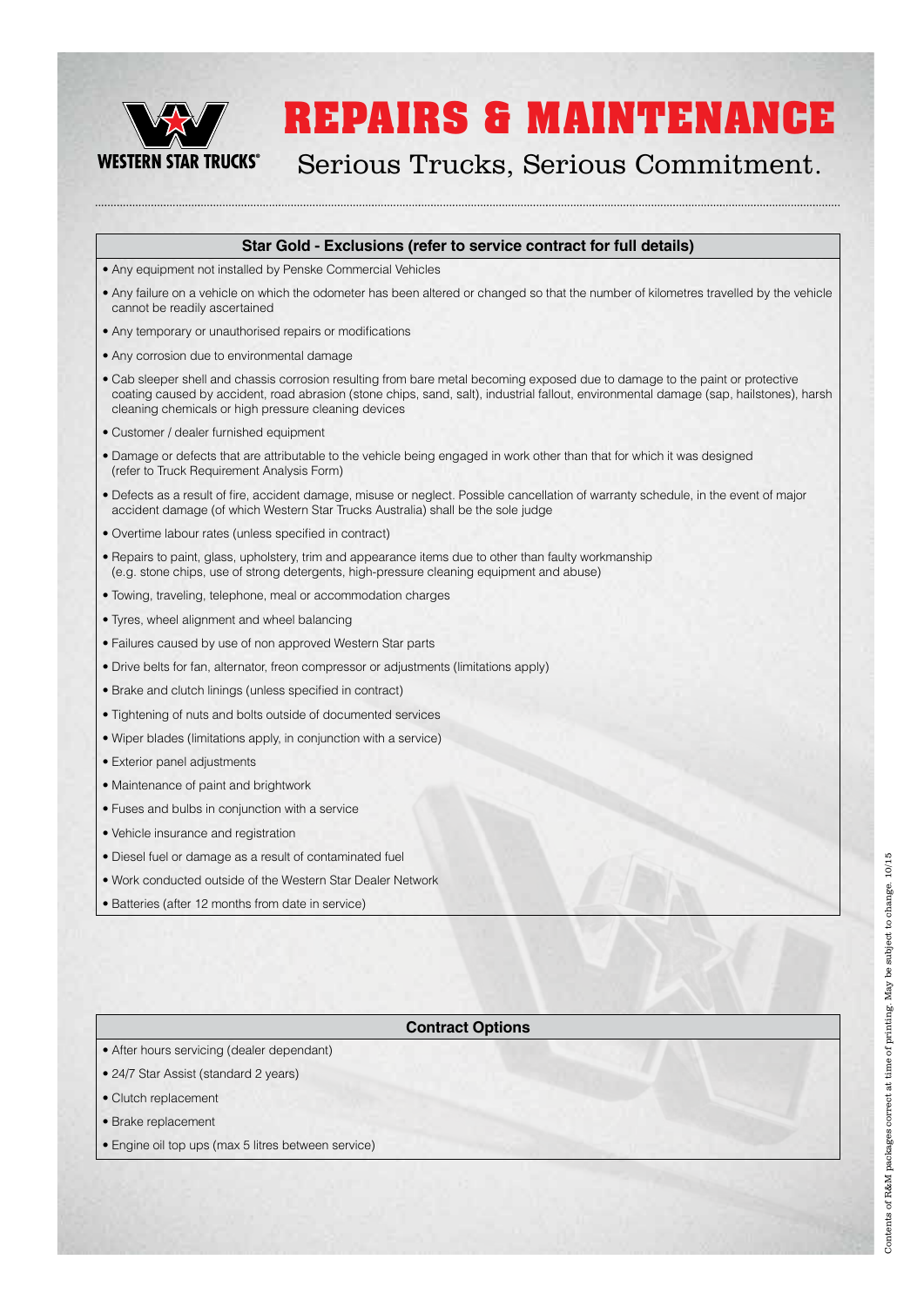WESTERN STAR TRUCKS®

# REPAIRS & MAINTENANCE

Serious Trucks, Serious Commitment.

## Star Gold - Exclusions (refer to service contract for full details)

- Any equipment not installed by Penske Commercial Vehicles
- Any failure on a vehicle on which the odometer has been altered or changed so that the number of kilometres travelled by the vehicle cannot be readily ascertained
- Any temporary or unauthorised repairs or modifications
- Any corrosion due to environmental damage
- Cab sleeper shell and chassis corrosion resulting from bare metal becoming exposed due to damage to the paint or protective coating caused by accident, road abrasion (stone chips, sand, salt), industrial fallout, environmental damage (sap, hailstones), harsh cleaning chemicals or high pressure cleaning devices
- Customer / dealer furnished equipment
- Damage or defects that are attributable to the vehicle being engaged in work other than that for which it was designed (refer to Truck Requirement Analysis Form)
- Defects as a result of fire, accident damage, misuse or neglect. Possible cancellation of warranty schedule, in the event of major accident damage (of which Western Star Trucks Australia) shall be the sole judge
- Overtime labour rates (unless specified in contract)
- Repairs to paint, glass, upholstery, trim and appearance items due to other than faulty workmanship (e.g. stone chips, use of strong detergents, high-pressure cleaning equipment and abuse)
- Towing, traveling, telephone, meal or accommodation charges
- Tyres, wheel alignment and wheel balancing
- Failures caused by use of non approved Western Star parts
- Drive belts for fan, alternator, freon compressor or adjustments (limitations apply)
- Brake and clutch linings (unless specified in contract)
- Tightening of nuts and bolts outside of documented services
- Wiper blades (limitations apply, in conjunction with a service)
- Exterior panel adjustments
- Maintenance of paint and brightwork
- Fuses and bulbs in conjunction with a service
- Vehicle insurance and registration
- Diesel fuel or damage as a result of contaminated fuel
- Work conducted outside of the Western Star Dealer Network
- Batteries (after 12 months from date in service)

## Contract Options

- After hours servicing (dealer dependant)
- 24/7 Star Assist (standard 2 years)
- Clutch replacement
- Brake replacement
- Engine oil top ups (max 5 litres between service)

Contents of R&M packages correct at time of printing. May be subject to change. 10/15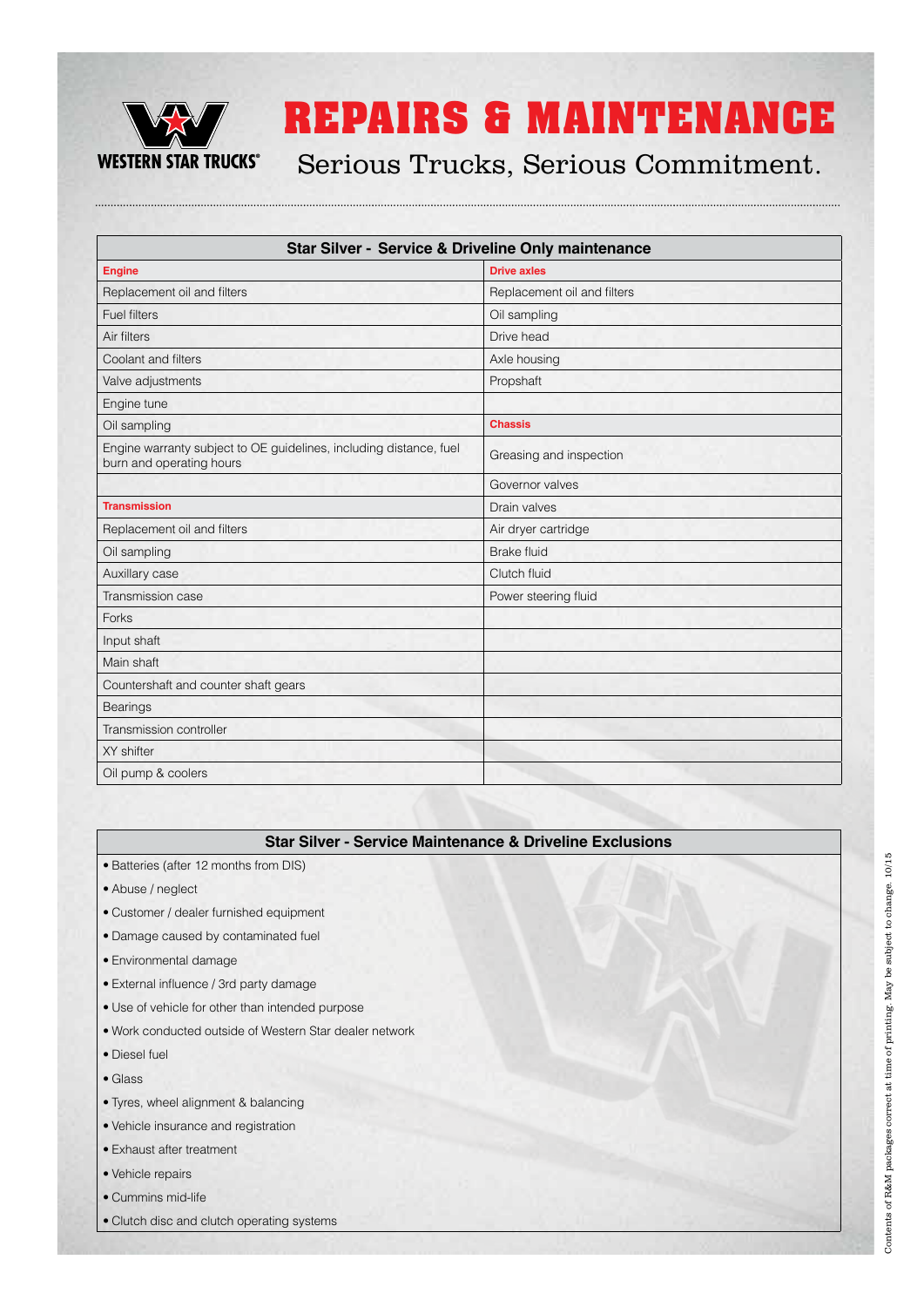# REPAIRS & MAINTENANCE

## Serious Trucks, Serious Commitment.

WESTERN STAR TRUCKS®

| Star Silver - Service & Driveline Only maintenance | |
|---|---|
| **Engine** | **Drive axles** |
| Replacement oil and filters | Replacement oil and filters |
| Fuel filters | Oil sampling |
| Air filters | Drive head |
| Coolant and filters | Axle housing |
| Valve adjustments | Propshaft |
| Engine tune | |
| Oil sampling | **Chassis** |
| Engine warranty subject to OE guidelines, including distance, fuel burn and operating hours | Greasing and inspection |
| | Governor valves |
| **Transmission** | Drain valves |
| Replacement oil and filters | Air dryer cartridge |
| Oil sampling | Brake fluid |
| Auxillary case | Clutch fluid |
| Transmission case | Power steering fluid |
| Forks | |
| Input shaft | |
| Main shaft | |
| Countershaft and counter shaft gears | |
| Bearings | |
| Transmission controller | |
| XY shifter | |
| Oil pump & coolers | |

### Star Silver - Service Maintenance & Driveline Exclusions

- Batteries (after 12 months from DIS)
- Abuse / neglect
- Customer / dealer furnished equipment
- Damage caused by contaminated fuel
- Environmental damage
- External influence / 3rd party damage
- Use of vehicle for other than intended purpose
- Work conducted outside of Western Star dealer network
- Diesel fuel
- Glass
- Tyres, wheel alignment & balancing
- Vehicle insurance and registration
- Exhaust after treatment
- Vehicle repairs
- Cummins mid-life
- Clutch disc and clutch operating systems

Contents of R&M packages correct at time of printing. May be subject to change. 10/15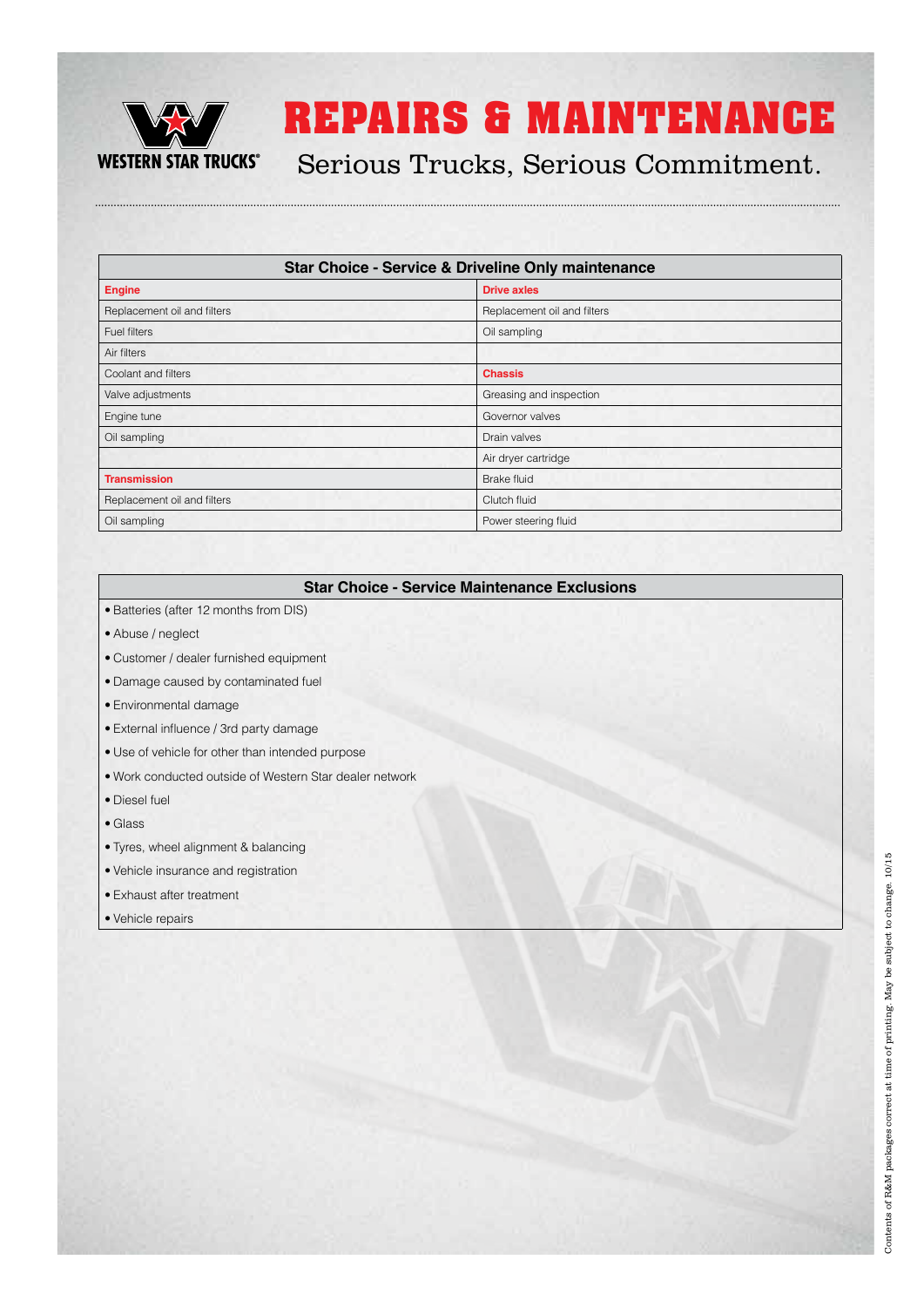# REPAIRS & MAINTENANCE

Serious Trucks, Serious Commitment.

| Star Choice - Service & Driveline Only maintenance | |
|---|---|
| **Engine** | **Drive axles** |
| Replacement oil and filters | Replacement oil and filters |
| Fuel filters | Oil sampling |
| Air filters | |
| Coolant and filters | **Chassis** |
| Valve adjustments | Greasing and inspection |
| Engine tune | Governor valves |
| Oil sampling | Drain valves |
| | Air dryer cartridge |
| **Transmission** | Brake fluid |
| Replacement oil and filters | Clutch fluid |
| Oil sampling | Power steering fluid |

## Star Choice - Service Maintenance Exclusions

- Batteries (after 12 months from DIS)
- Abuse / neglect
- Customer / dealer furnished equipment
- Damage caused by contaminated fuel
- Environmental damage
- External influence / 3rd party damage
- Use of vehicle for other than intended purpose
- Work conducted outside of Western Star dealer network
- Diesel fuel
- Glass
- Tyres, wheel alignment & balancing
- Vehicle insurance and registration
- Exhaust after treatment
- Vehicle repairs

Contents of R&M packages correct at time of printing. May be subject to change. 10/15